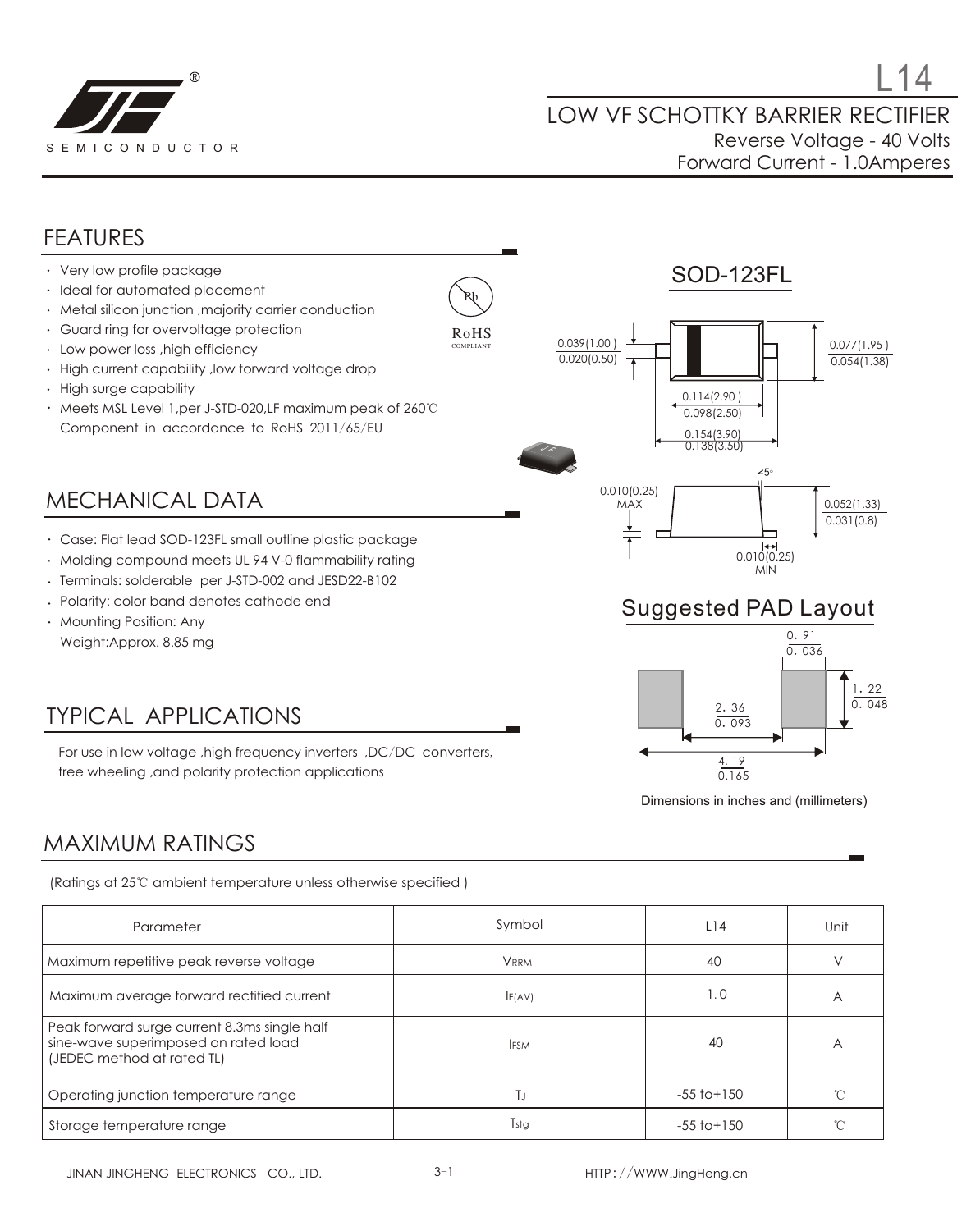# L14

## LOW VF SCHOTTKY BARRIER RECTIFIER

Reverse Voltage - 40 Volts
Forward Current - 1.0Amperes

## FEATURES

- Very low profile package
- Ideal for automated placement
- Metal silicon junction ,majority carrier conduction
- Guard ring for overvoltage protection
- Low power loss ,high efficiency
- High current capability ,low forward voltage drop
- High surge capability
- Meets MSL Level 1,per J-STD-020,LF maximum peak of 260℃
  Component in accordance to RoHS 2011/65/EU

RoHS COMPLIANT

## SOD-123FL

0.039(1.00) / 0.020(0.50)
0.077(1.95) / 0.054(1.38)
0.114(2.90) / 0.098(2.50)
0.154(3.90) / 0.138(3.50)
0.010(0.25) MAX
5°
0.052(1.33) / 0.031(0.8)
0.010(0.25) MIN

## MECHANICAL DATA

- Case: Flat lead SOD-123FL small outline plastic package
- Molding compound meets UL 94 V-0 flammability rating
- Terminals: solderable per J-STD-002 and JESD22-B102
- Polarity: color band denotes cathode end
- Mounting Position: Any
  Weight:Approx. 8.85 mg

## Suggested PAD Layout

0.91 / 0.036
1.22 / 0.048
2.36 / 0.093
4.19 / 0.165

Dimensions in inches and (millimeters)

## TYPICAL APPLICATIONS

For use in low voltage ,high frequency inverters ,DC/DC converters, free wheeling ,and polarity protection applications

## MAXIMUM RATINGS

(Ratings at 25℃ ambient temperature unless otherwise specified )

| Parameter | Symbol | L14 | Unit |
|---|---|---|---|
| Maximum repetitive peak reverse voltage | $V_{RRM}$ | 40 | V |
| Maximum average forward rectified current | $I_{F(AV)}$ | 1.0 | A |
| Peak forward surge current 8.3ms single half sine-wave superimposed on rated load (JEDEC method at rated TL) | $I_{FSM}$ | 40 | A |
| Operating junction temperature range | $T_J$ | -55 to+150 | ℃ |
| Storage temperature range | $T_{stg}$ | -55 to+150 | ℃ |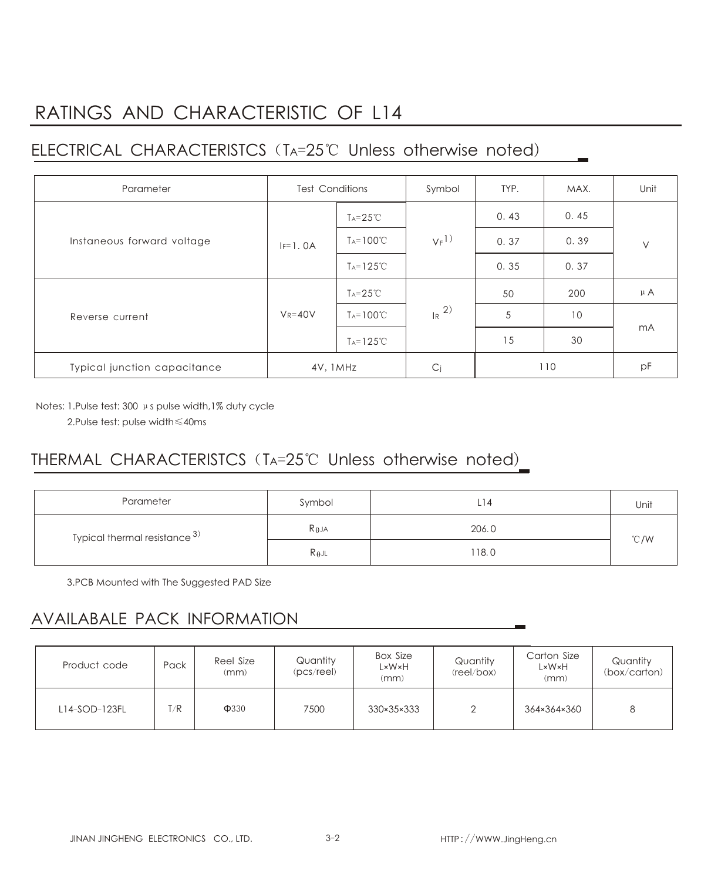# RATINGS AND CHARACTERISTIC OF L14

## ELECTRICAL CHARACTERISTCS（$T_A$=25℃ Unless otherwise noted)

| Parameter | Test Conditions | | Symbol | TYP. | MAX. | Unit |
|---|---|---|---|---|---|---|
| Instaneous forward voltage | $I_F$=1.0A | $T_A$=25℃ | $V_F$ 1) | 0.43 | 0.45 | V |
| | | $T_A$=100℃ | | 0.37 | 0.39 | |
| | | $T_A$=125℃ | | 0.35 | 0.37 | |
| Reverse current | $V_R$=40V | $T_A$=25℃ | $I_R$ 2) | 50 | 200 | μA |
| | | $T_A$=100℃ | | 5 | 10 | mA |
| | | $T_A$=125℃ | | 15 | 30 | |
| Typical junction capacitance | 4V, 1MHz | | $C_j$ | 110 | | pF |

Notes: 1.Pulse test: 300 μs pulse width,1% duty cycle

2.Pulse test: pulse width≤40ms

## THERMAL CHARACTERISTCS（$T_A$=25℃ Unless otherwise noted)

| Parameter | Symbol | L14 | Unit |
|---|---|---|---|
| Typical thermal resistance 3) | $R_{\theta JA}$ | 206.0 | ℃/W |
| | $R_{\theta JL}$ | 118.0 | |

3.PCB Mounted with The Suggested PAD Size

## AVAILABALE PACK INFORMATION

| Product code | Pack | Reel Size (mm) | Quantity (pcs/reel) | Box Size L×W×H (mm) | Quantity (reel/box) | Carton Size L×W×H (mm) | Quantity (box/carton) |
|---|---|---|---|---|---|---|---|
| L14-SOD-123FL | T/R | Φ330 | 7500 | 330×35×333 | 2 | 364×364×360 | 8 |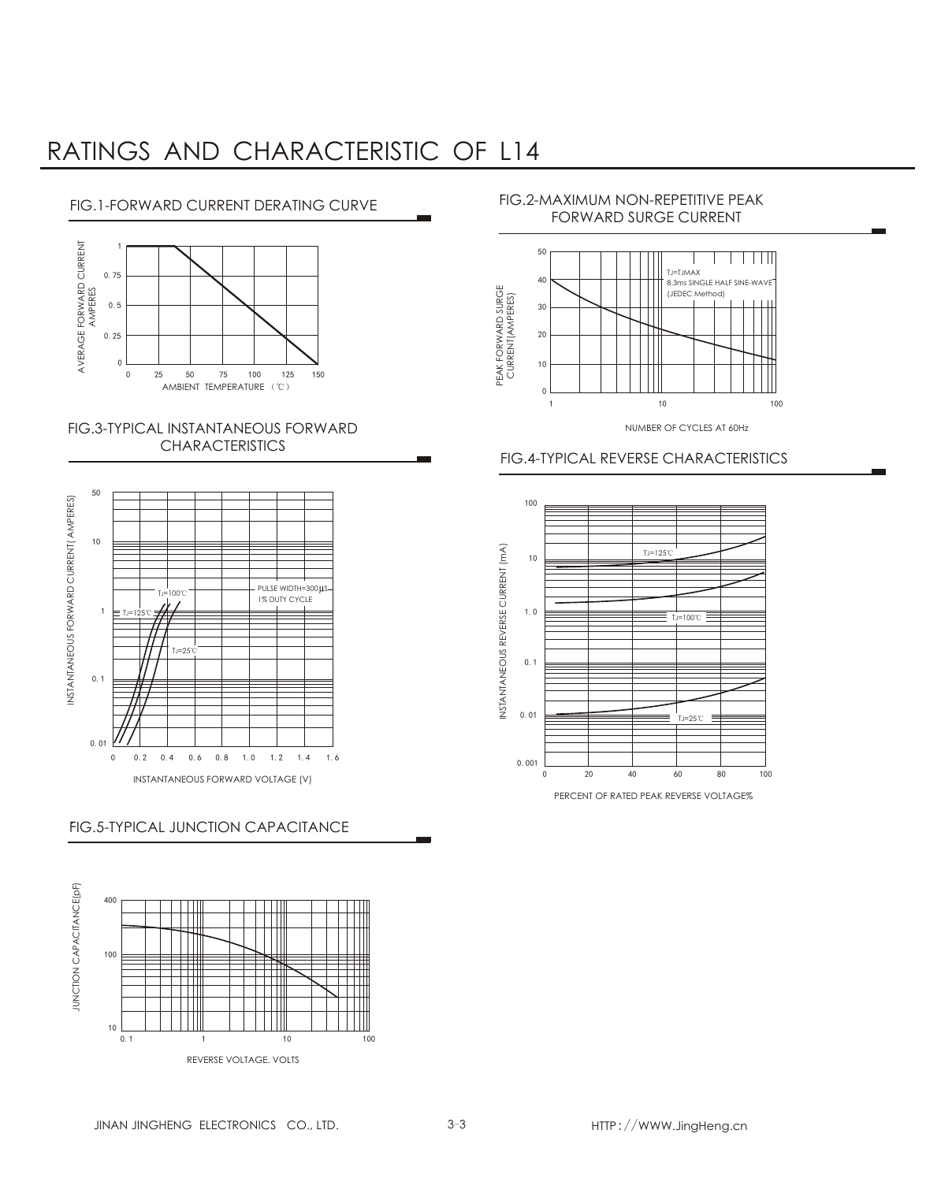# RATINGS AND CHARACTERISTIC OF L14

## FIG.1-FORWARD CURRENT DERATING CURVE

AVERAGE FORWARD CURRENT AMPERES

1
0.75
0.5
0.25
0

0 25 50 75 100 125 150

AMBIENT TEMPERATURE （℃）

## FIG.2-MAXIMUM NON-REPETITIVE PEAK FORWARD SURGE CURRENT

PEAK FORWARD SURGE CURRENT(AMPERES)

50
40
30
20
10
0

1 10 100

TJ=TJMAX
8.3ms SINGLE HALF SINE-WAVE
(JEDEC Method)

NUMBER OF CYCLES AT 60Hz

## FIG.3-TYPICAL INSTANTANEOUS FORWARD CHARACTERISTICS

INSTANTANEOUS FORWARD CURRENT( AMPERES)

50
10
1
0.1
0.01

0 0.2 0.4 0.6 0.8 1.0 1.2 1.4 1.6

TJ=100℃
TJ=125℃
TJ=25℃
PULSE WIDTH=300μS
1% DUTY CYCLE

INSTANTANEOUS FORWARD VOLTAGE (V)

## FIG.4-TYPICAL REVERSE CHARACTERISTICS

INSTANTANEOUS REVERSE CURRENT (mA)

100
10
1.0
0.1
0.01
0.001

0 20 40 60 80 100

TJ=125℃
TJ=100℃
TJ=25℃

PERCENT OF RATED PEAK REVERSE VOLTAGE%

## FIG.5-TYPICAL JUNCTION CAPACITANCE

JUNCTION CAPACITANCE(pF)

400
100
10

0.1 1 10 100

REVERSE VOLTAGE. VOLTS

JINAN JINGHENG ELECTRONICS CO., LTD.

HTTP：//WWW.JingHeng.cn